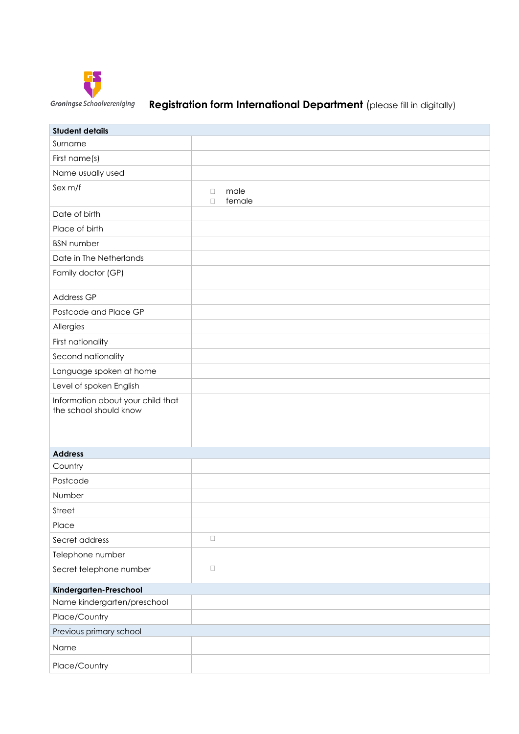Groningse Schoolvereniging

# Registration form International Department (please fill in digitally)

| **Student details** | |
|---|---|
| Surname | |
| First name(s) | |
| Name usually used | |
| Sex m/f | ☐ male<br>☐ female |
| Date of birth | |
| Place of birth | |
| BSN number | |
| Date in The Netherlands | |
| Family doctor (GP) | |
| Address GP | |
| Postcode and Place GP | |
| Allergies | |
| First nationality | |
| Second nationality | |
| Language spoken at home | |
| Level of spoken English | |
| Information about your child that the school should know | |
| **Address** | |
| Country | |
| Postcode | |
| Number | |
| Street | |
| Place | |
| Secret address | ☐ |
| Telephone number | |
| Secret telephone number | ☐ |
| **Kindergarten-Preschool** | |
| Name kindergarten/preschool | |
| Place/Country | |
| Previous primary school | |
| Name | |
| Place/Country | |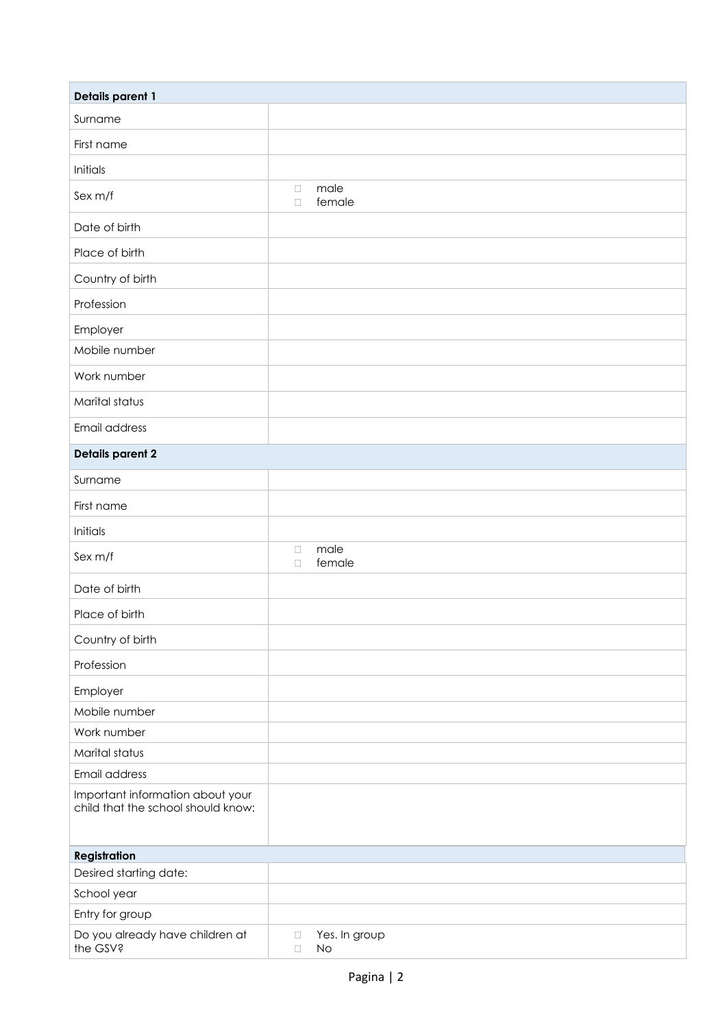| **Details parent 1** | |
|---|---|
| Surname | |
| First name | |
| Initials | |
| Sex m/f | ☐ male<br>☐ female |
| Date of birth | |
| Place of birth | |
| Country of birth | |
| Profession | |
| Employer | |
| Mobile number | |
| Work number | |
| Marital status | |
| Email address | |

| **Details parent 2** | |
|---|---|
| Surname | |
| First name | |
| Initials | |
| Sex m/f | ☐ male<br>☐ female |
| Date of birth | |
| Place of birth | |
| Country of birth | |
| Profession | |
| Employer | |
| Mobile number | |
| Work number | |
| Marital status | |
| Email address | |
| Important information about your child that the school should know: | |

| **Registration** | |
|---|---|
| Desired starting date: | |
| School year | |
| Entry for group | |
| Do you already have children at the GSV? | ☐ Yes. In group<br>☐ No |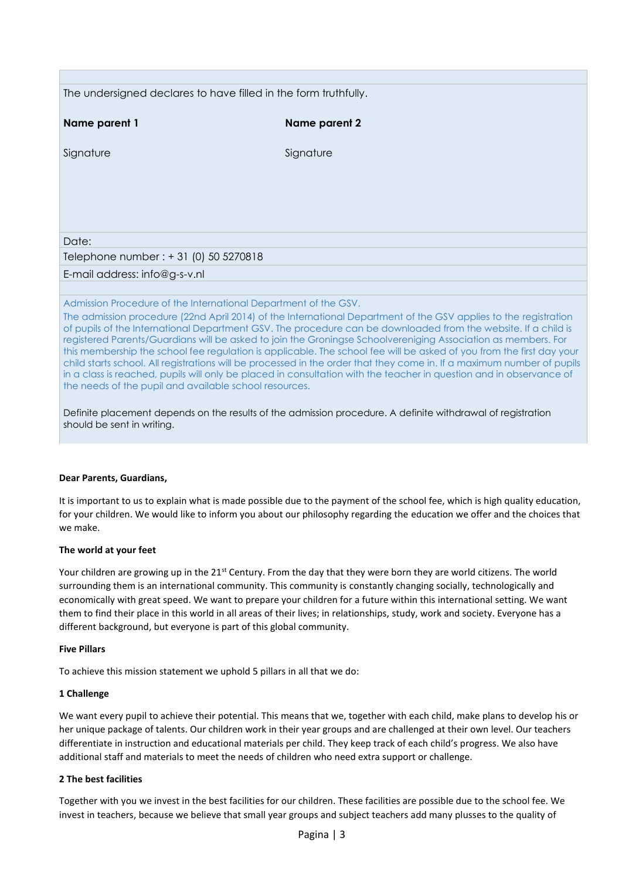The undersigned declares to have filled in the form truthfully.

| **Name parent 1** | **Name parent 2** |
| --- | --- |
| Signature | Signature |

Date:

Telephone number : + 31 (0) 50 5270818

E-mail address: info@g-s-v.nl

Admission Procedure of the International Department of the GSV.

The admission procedure (22nd April 2014) of the International Department of the GSV applies to the registration of pupils of the International Department GSV. The procedure can be downloaded from the website. If a child is registered Parents/Guardians will be asked to join the Groningse Schoolvereniging Association as members. For this membership the school fee regulation is applicable. The school fee will be asked of you from the first day your child starts school. All registrations will be processed in the order that they come in. If a maximum number of pupils in a class is reached, pupils will only be placed in consultation with the teacher in question and in observance of the needs of the pupil and available school resources.

Definite placement depends on the results of the admission procedure. A definite withdrawal of registration should be sent in writing.

**Dear Parents, Guardians,**

It is important to us to explain what is made possible due to the payment of the school fee, which is high quality education, for your children. We would like to inform you about our philosophy regarding the education we offer and the choices that we make.

**The world at your feet**

Your children are growing up in the 21st Century. From the day that they were born they are world citizens. The world surrounding them is an international community. This community is constantly changing socially, technologically and economically with great speed. We want to prepare your children for a future within this international setting. We want them to find their place in this world in all areas of their lives; in relationships, study, work and society. Everyone has a different background, but everyone is part of this global community.

**Five Pillars**

To achieve this mission statement we uphold 5 pillars in all that we do:

**1 Challenge**

We want every pupil to achieve their potential. This means that we, together with each child, make plans to develop his or her unique package of talents. Our children work in their year groups and are challenged at their own level. Our teachers differentiate in instruction and educational materials per child. They keep track of each child's progress. We also have additional staff and materials to meet the needs of children who need extra support or challenge.

**2 The best facilities**

Together with you we invest in the best facilities for our children. These facilities are possible due to the school fee. We invest in teachers, because we believe that small year groups and subject teachers add many plusses to the quality of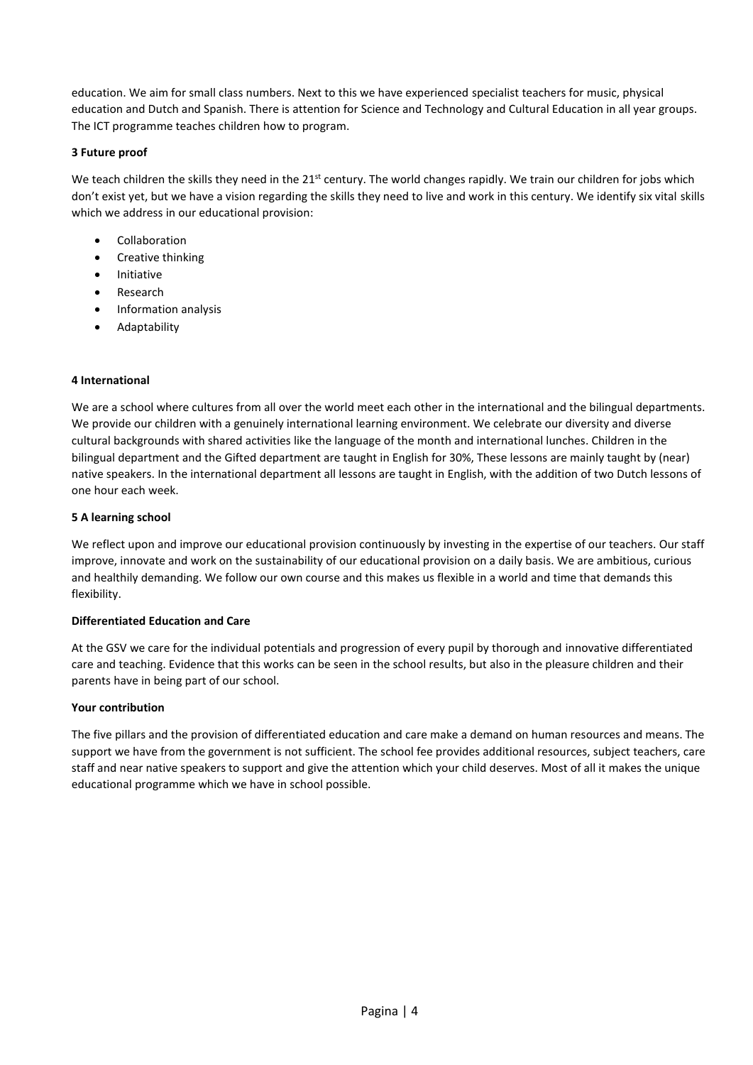education. We aim for small class numbers. Next to this we have experienced specialist teachers for music, physical education and Dutch and Spanish. There is attention for Science and Technology and Cultural Education in all year groups. The ICT programme teaches children how to program.

**3 Future proof**

We teach children the skills they need in the 21st century. The world changes rapidly. We train our children for jobs which don't exist yet, but we have a vision regarding the skills they need to live and work in this century. We identify six vital skills which we address in our educational provision:

- Collaboration
- Creative thinking
- Initiative
- Research
- Information analysis
- Adaptability

**4 International**

We are a school where cultures from all over the world meet each other in the international and the bilingual departments. We provide our children with a genuinely international learning environment. We celebrate our diversity and diverse cultural backgrounds with shared activities like the language of the month and international lunches. Children in the bilingual department and the Gifted department are taught in English for 30%, These lessons are mainly taught by (near) native speakers. In the international department all lessons are taught in English, with the addition of two Dutch lessons of one hour each week.

**5 A learning school**

We reflect upon and improve our educational provision continuously by investing in the expertise of our teachers. Our staff improve, innovate and work on the sustainability of our educational provision on a daily basis. We are ambitious, curious and healthily demanding. We follow our own course and this makes us flexible in a world and time that demands this flexibility.

**Differentiated Education and Care**

At the GSV we care for the individual potentials and progression of every pupil by thorough and innovative differentiated care and teaching. Evidence that this works can be seen in the school results, but also in the pleasure children and their parents have in being part of our school.

**Your contribution**

The five pillars and the provision of differentiated education and care make a demand on human resources and means. The support we have from the government is not sufficient. The school fee provides additional resources, subject teachers, care staff and near native speakers to support and give the attention which your child deserves. Most of all it makes the unique educational programme which we have in school possible.